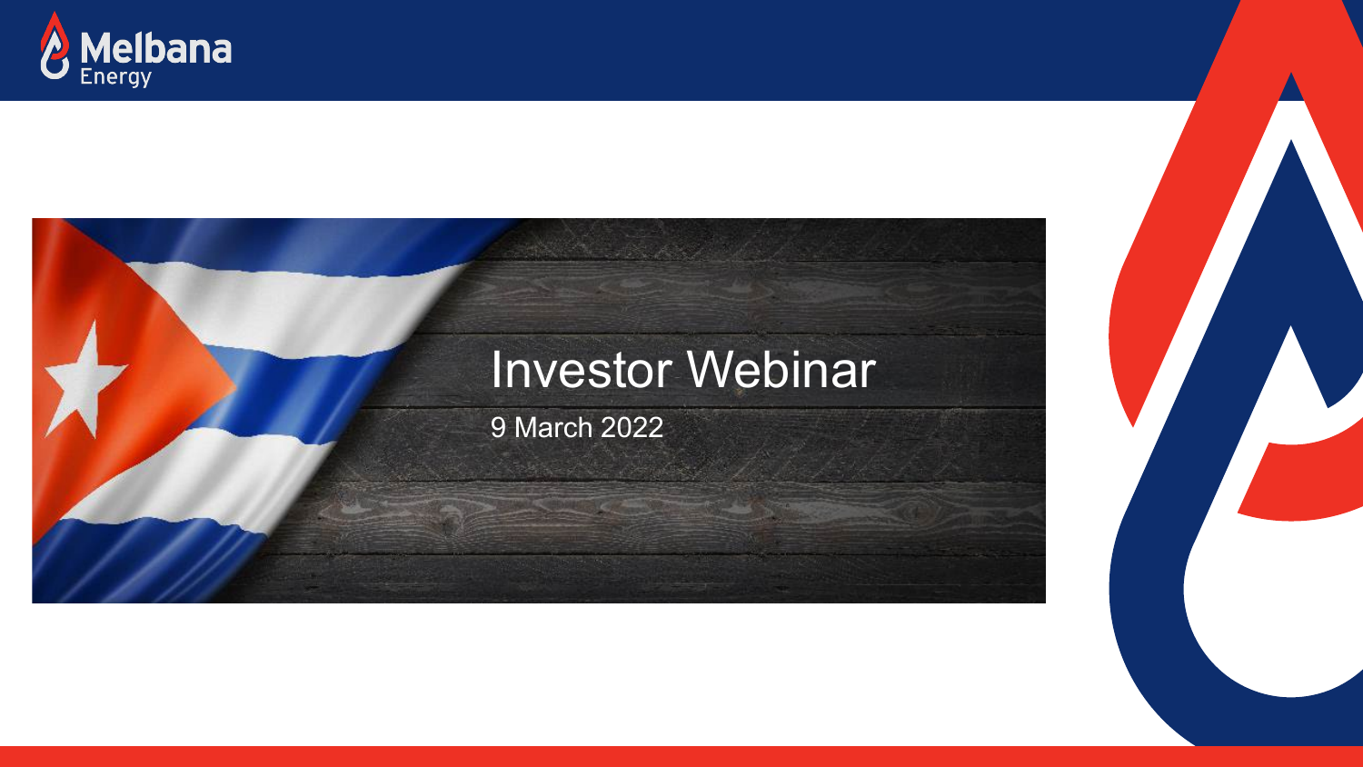Melbana Energy

# Investor Webinar

9 March 2022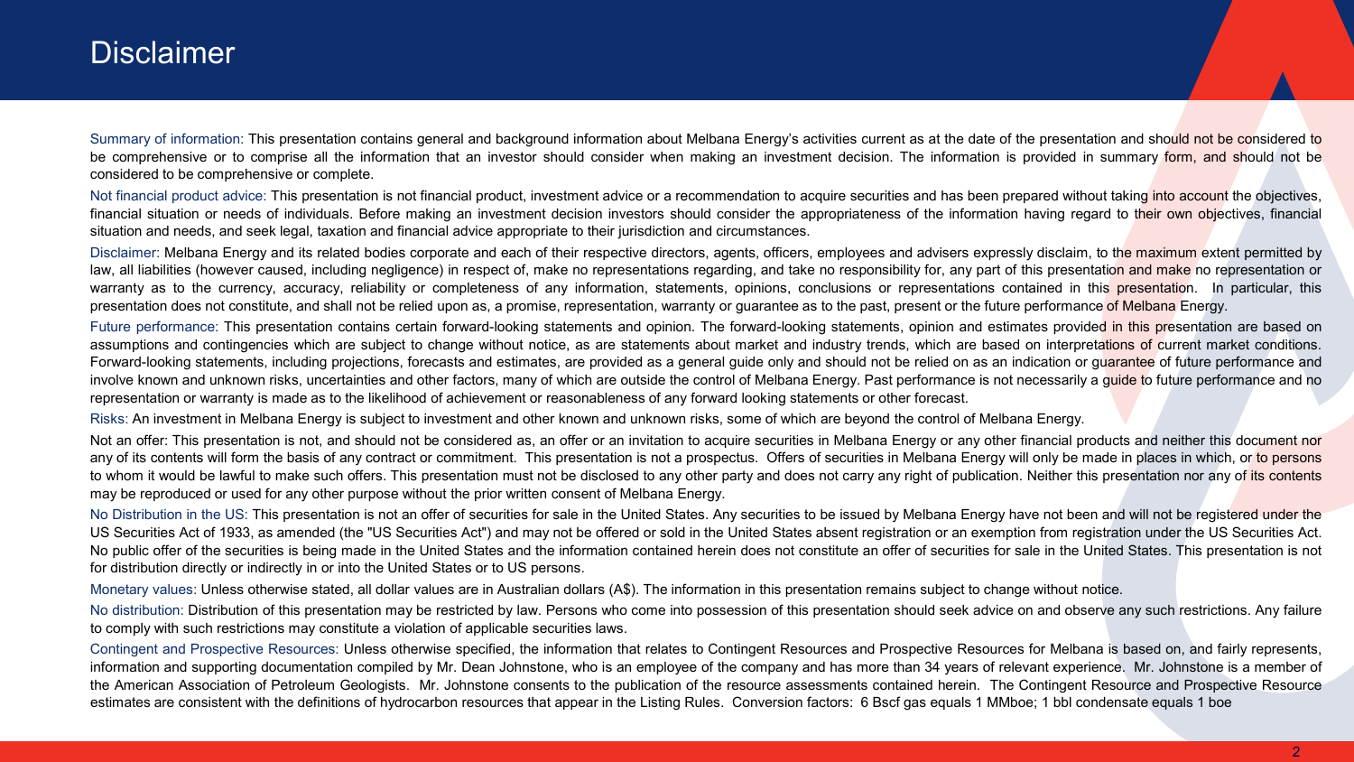# Disclaimer

Summary of information: This presentation contains general and background information about Melbana Energy's activities current as at the date of the presentation and should not be considered to be comprehensive or to comprise all the information that an investor should consider when making an investment decision. The information is provided in summary form, and should not be considered to be comprehensive or complete.

Not financial product advice: This presentation is not financial product, investment advice or a recommendation to acquire securities and has been prepared without taking into account the objectives, financial situation or needs of individuals. Before making an investment decision investors should consider the appropriateness of the information having regard to their own objectives, financial situation and needs, and seek legal, taxation and financial advice appropriate to their jurisdiction and circumstances.

Disclaimer: Melbana Energy and its related bodies corporate and each of their respective directors, agents, officers, employees and advisers expressly disclaim, to the maximum extent permitted by law, all liabilities (however caused, including negligence) in respect of, make no representations regarding, and take no responsibility for, any part of this presentation and make no representation or warranty as to the currency, accuracy, reliability or completeness of any information, statements, opinions, conclusions or representations contained in this presentation. In particular, this presentation does not constitute, and shall not be relied upon as, a promise, representation, warranty or guarantee as to the past, present or the future performance of Melbana Energy.

Future performance: This presentation contains certain forward-looking statements and opinion. The forward-looking statements, opinion and estimates provided in this presentation are based on assumptions and contingencies which are subject to change without notice, as are statements about market and industry trends, which are based on interpretations of current market conditions. Forward-looking statements, including projections, forecasts and estimates, are provided as a general guide only and should not be relied on as an indication or guarantee of future performance and involve known and unknown risks, uncertainties and other factors, many of which are outside the control of Melbana Energy. Past performance is not necessarily a guide to future performance and no representation or warranty is made as to the likelihood of achievement or reasonableness of any forward looking statements or other forecast.

Risks: An investment in Melbana Energy is subject to investment and other known and unknown risks, some of which are beyond the control of Melbana Energy.

Not an offer: This presentation is not, and should not be considered as, an offer or an invitation to acquire securities in Melbana Energy or any other financial products and neither this document nor any of its contents will form the basis of any contract or commitment. This presentation is not a prospectus. Offers of securities in Melbana Energy will only be made in places in which, or to persons to whom it would be lawful to make such offers. This presentation must not be disclosed to any other party and does not carry any right of publication. Neither this presentation nor any of its contents may be reproduced or used for any other purpose without the prior written consent of Melbana Energy.

No Distribution in the US: This presentation is not an offer of securities for sale in the United States. Any securities to be issued by Melbana Energy have not been and will not be registered under the US Securities Act of 1933, as amended (the "US Securities Act") and may not be offered or sold in the United States absent registration or an exemption from registration under the US Securities Act. No public offer of the securities is being made in the United States and the information contained herein does not constitute an offer of securities for sale in the United States. This presentation is not for distribution directly or indirectly in or into the United States or to US persons.

Monetary values: Unless otherwise stated, all dollar values are in Australian dollars (A$). The information in this presentation remains subject to change without notice.

No distribution: Distribution of this presentation may be restricted by law. Persons who come into possession of this presentation should seek advice on and observe any such restrictions. Any failure to comply with such restrictions may constitute a violation of applicable securities laws.

Contingent and Prospective Resources: Unless otherwise specified, the information that relates to Contingent Resources and Prospective Resources for Melbana is based on, and fairly represents, information and supporting documentation compiled by Mr. Dean Johnstone, who is an employee of the company and has more than 34 years of relevant experience. Mr. Johnstone is a member of the American Association of Petroleum Geologists. Mr. Johnstone consents to the publication of the resource assessments contained herein. The Contingent Resource and Prospective Resource estimates are consistent with the definitions of hydrocarbon resources that appear in the Listing Rules. Conversion factors: 6 Bscf gas equals 1 MMboe; 1 bbl condensate equals 1 boe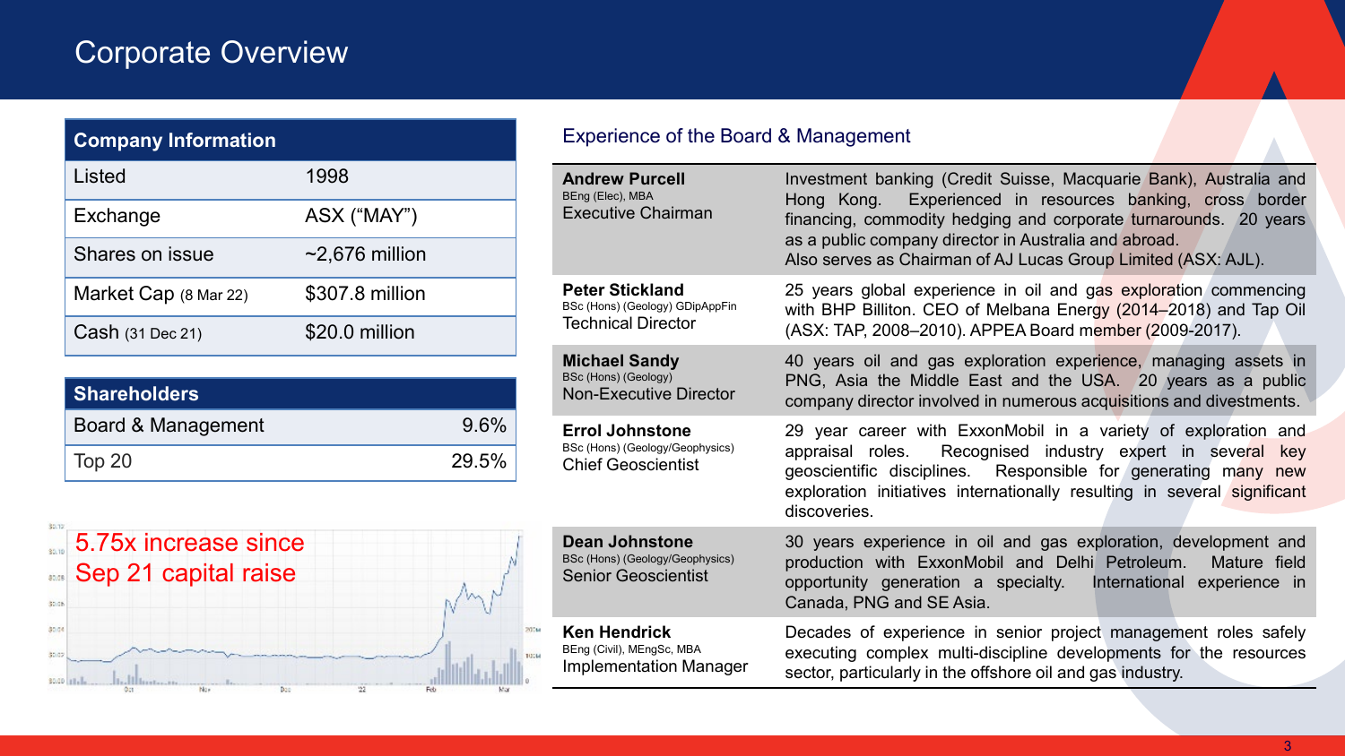# Corporate Overview

| Company Information | |
|---|---|
| Listed | 1998 |
| Exchange | ASX ("MAY") |
| Shares on issue | ~2,676 million |
| Market Cap (8 Mar 22) | $307.8 million |
| Cash (31 Dec 21) | $20.0 million |

| Shareholders | |
|---|---|
| Board & Management | 9.6% |
| Top 20 | 29.5% |

5.75x increase since Sep 21 capital raise

## Experience of the Board & Management

| | |
|---|---|
| **Andrew Purcell**<br>BEng (Elec), MBA<br>Executive Chairman | Investment banking (Credit Suisse, Macquarie Bank), Australia and Hong Kong. Experienced in resources banking, cross border financing, commodity hedging and corporate turnarounds. 20 years as a public company director in Australia and abroad.<br>Also serves as Chairman of AJ Lucas Group Limited (ASX: AJL). |
| **Peter Stickland**<br>BSc (Hons) (Geology) GDipAppFin<br>Technical Director | 25 years global experience in oil and gas exploration commencing with BHP Billiton. CEO of Melbana Energy (2014–2018) and Tap Oil (ASX: TAP, 2008–2010). APPEA Board member (2009-2017). |
| **Michael Sandy**<br>BSc (Hons) (Geology)<br>Non-Executive Director | 40 years oil and gas exploration experience, managing assets in PNG, Asia the Middle East and the USA. 20 years as a public company director involved in numerous acquisitions and divestments. |
| **Errol Johnstone**<br>BSc (Hons) (Geology/Geophysics)<br>Chief Geoscientist | 29 year career with ExxonMobil in a variety of exploration and appraisal roles. Recognised industry expert in several key geoscientific disciplines. Responsible for generating many new exploration initiatives internationally resulting in several significant discoveries. |
| **Dean Johnstone**<br>BSc (Hons) (Geology/Geophysics)<br>Senior Geoscientist | 30 years experience in oil and gas exploration, development and production with ExxonMobil and Delhi Petroleum. Mature field opportunity generation a specialty. International experience in Canada, PNG and SE Asia. |
| **Ken Hendrick**<br>BEng (Civil), MEngSc, MBA<br>Implementation Manager | Decades of experience in senior project management roles safely executing complex multi-discipline developments for the resources sector, particularly in the offshore oil and gas industry. |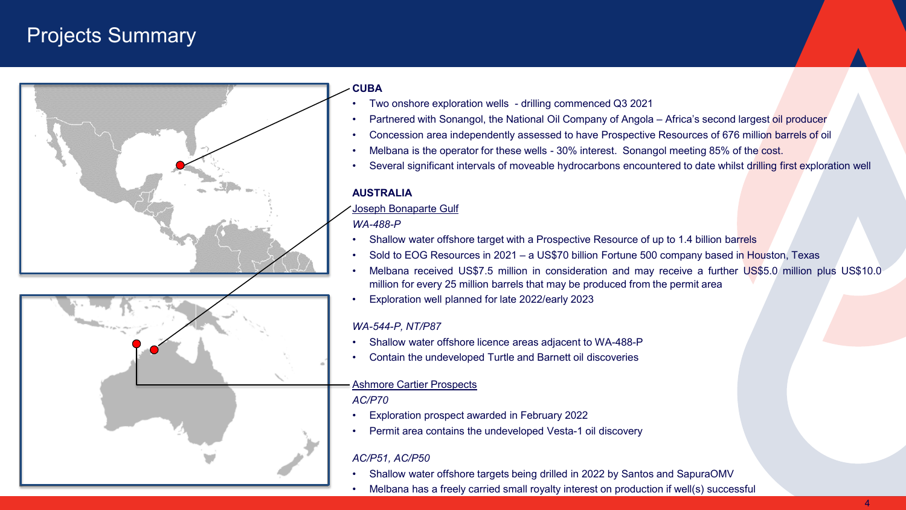# Projects Summary

**CUBA**

- Two onshore exploration wells - drilling commenced Q3 2021
- Partnered with Sonangol, the National Oil Company of Angola – Africa's second largest oil producer
- Concession area independently assessed to have Prospective Resources of 676 million barrels of oil
- Melbana is the operator for these wells - 30% interest. Sonangol meeting 85% of the cost.
- Several significant intervals of moveable hydrocarbons encountered to date whilst drilling first exploration well

**AUSTRALIA**

Joseph Bonaparte Gulf

*WA-488-P*

- Shallow water offshore target with a Prospective Resource of up to 1.4 billion barrels
- Sold to EOG Resources in 2021 – a US$70 billion Fortune 500 company based in Houston, Texas
- Melbana received US$7.5 million in consideration and may receive a further US$5.0 million plus US$10.0 million for every 25 million barrels that may be produced from the permit area
- Exploration well planned for late 2022/early 2023

*WA-544-P, NT/P87*

- Shallow water offshore licence areas adjacent to WA-488-P
- Contain the undeveloped Turtle and Barnett oil discoveries

Ashmore Cartier Prospects

*AC/P70*

- Exploration prospect awarded in February 2022
- Permit area contains the undeveloped Vesta-1 oil discovery

*AC/P51, AC/P50*

- Shallow water offshore targets being drilled in 2022 by Santos and SapuraOMV
- Melbana has a freely carried small royalty interest on production if well(s) successful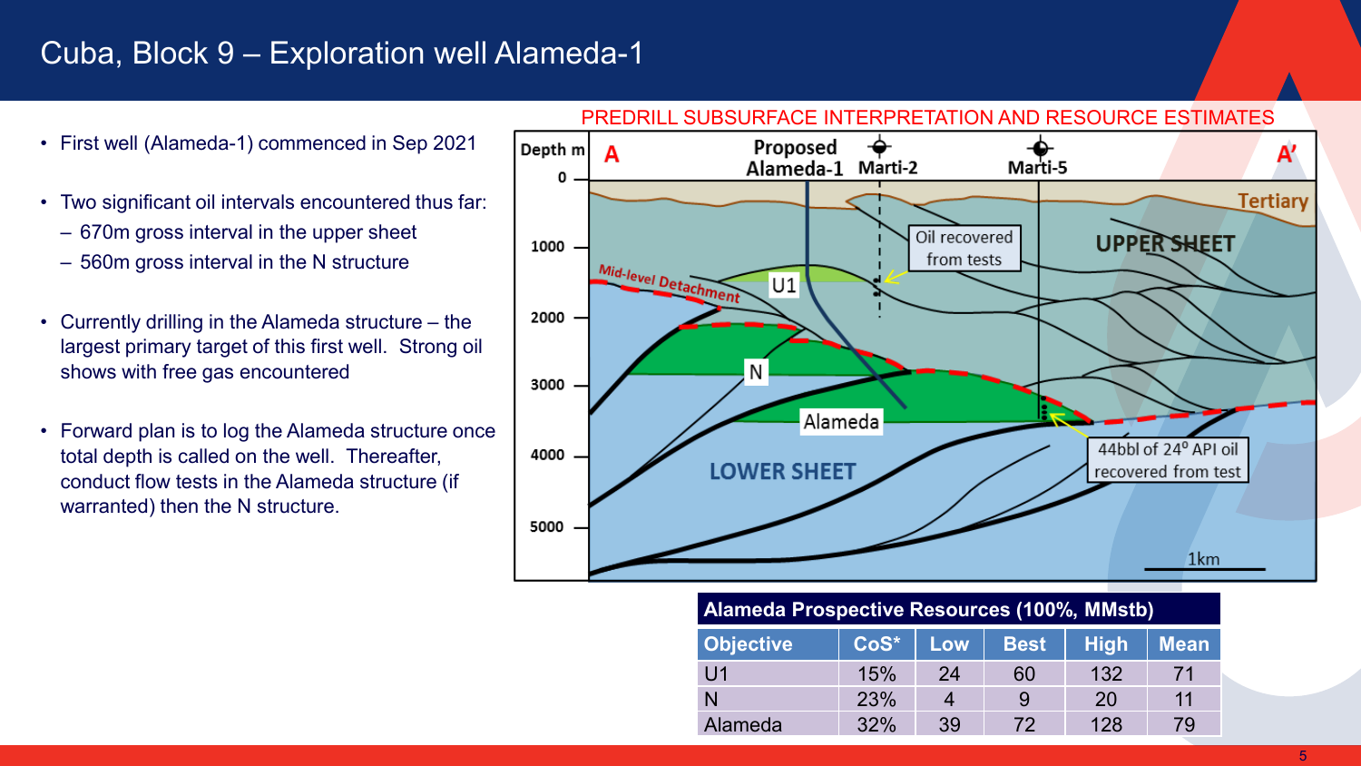# Cuba, Block 9 – Exploration well Alameda-1

- First well (Alameda-1) commenced in Sep 2021
- Two significant oil intervals encountered thus far:
  - 670m gross interval in the upper sheet
  - 560m gross interval in the N structure
- Currently drilling in the Alameda structure – the largest primary target of this first well. Strong oil shows with free gas encountered
- Forward plan is to log the Alameda structure once total depth is called on the well. Thereafter, conduct flow tests in the Alameda structure (if warranted) then the N structure.

PREDRILL SUBSURFACE INTERPRETATION AND RESOURCE ESTIMATES

| Alameda Prospective Resources (100%, MMstb) | | | | | |
|---|---|---|---|---|---|
| Objective | CoS* | Low | Best | High | Mean |
| U1 | 15% | 24 | 60 | 132 | 71 |
| N | 23% | 4 | 9 | 20 | 11 |
| Alameda | 32% | 39 | 72 | 128 | 79 |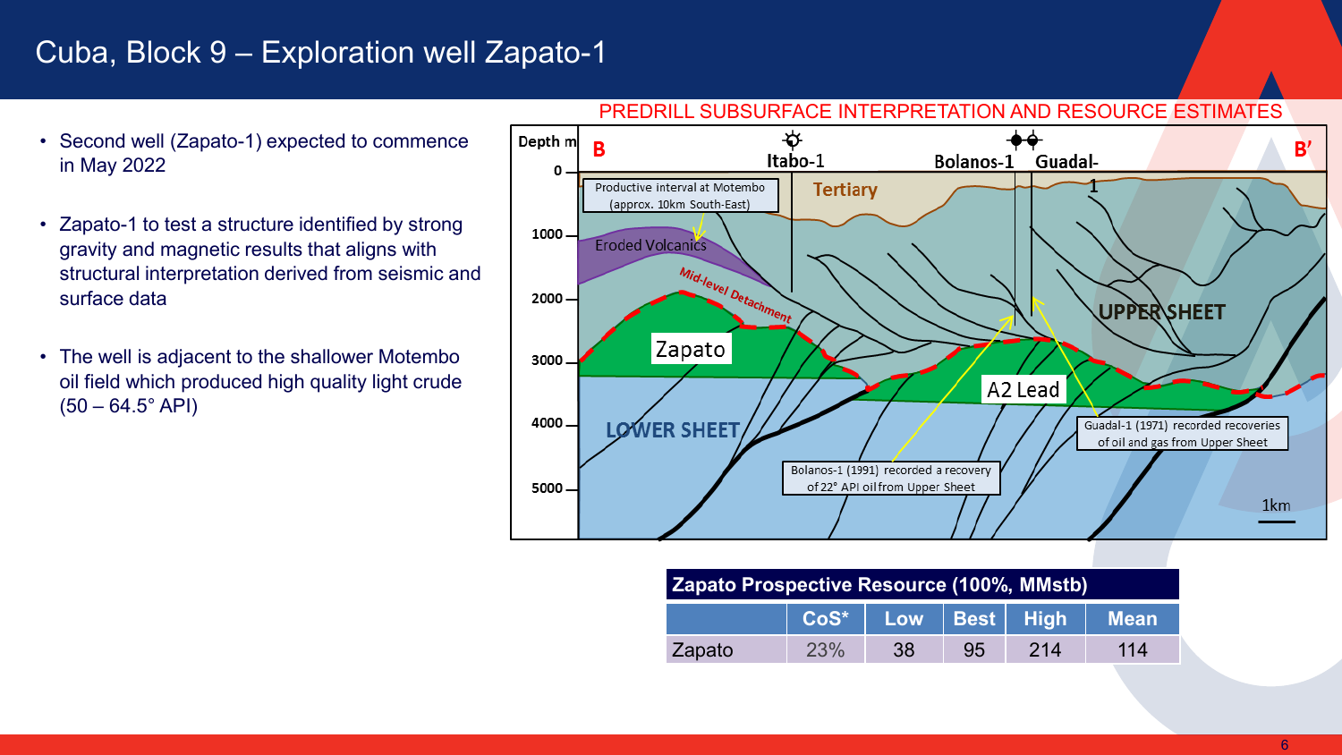# Cuba, Block 9 – Exploration well Zapato-1

- Second well (Zapato-1) expected to commence in May 2022
- Zapato-1 to test a structure identified by strong gravity and magnetic results that aligns with structural interpretation derived from seismic and surface data
- The well is adjacent to the shallower Motembo oil field which produced high quality light crude (50 – 64.5° API)

PREDRILL SUBSURFACE INTERPRETATION AND RESOURCE ESTIMATES

| Zapato Prospective Resource (100%, MMstb) | | | | | |
|---|---|---|---|---|---|
| | CoS* | Low | Best | High | Mean |
| Zapato | 23% | 38 | 95 | 214 | 114 |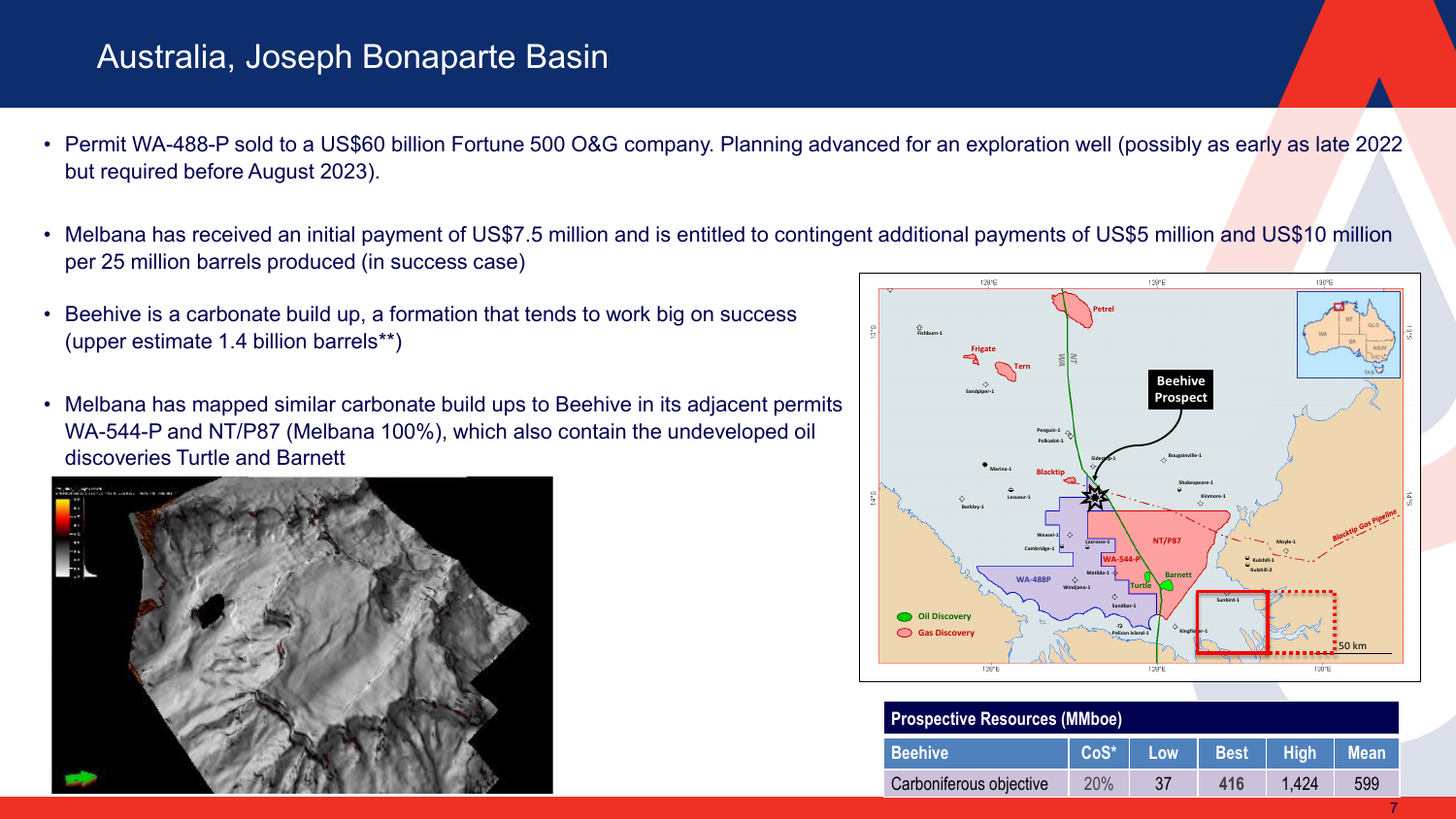# Australia, Joseph Bonaparte Basin

- Permit WA-488-P sold to a US$60 billion Fortune 500 O&G company. Planning advanced for an exploration well (possibly as early as late 2022 but required before August 2023).
- Melbana has received an initial payment of US$7.5 million and is entitled to contingent additional payments of US$5 million and US$10 million per 25 million barrels produced (in success case)
- Beehive is a carbonate build up, a formation that tends to work big on success (upper estimate 1.4 billion barrels**)
- Melbana has mapped similar carbonate build ups to Beehive in its adjacent permits WA-544-P and NT/P87 (Melbana 100%), which also contain the undeveloped oil discoveries Turtle and Barnett

| Prospective Resources (MMboe) | | | | | |
|---|---|---|---|---|---|
| Beehive | CoS* | Low | Best | High | Mean |
| Carboniferous objective | 20% | 37 | 416 | 1,424 | 599 |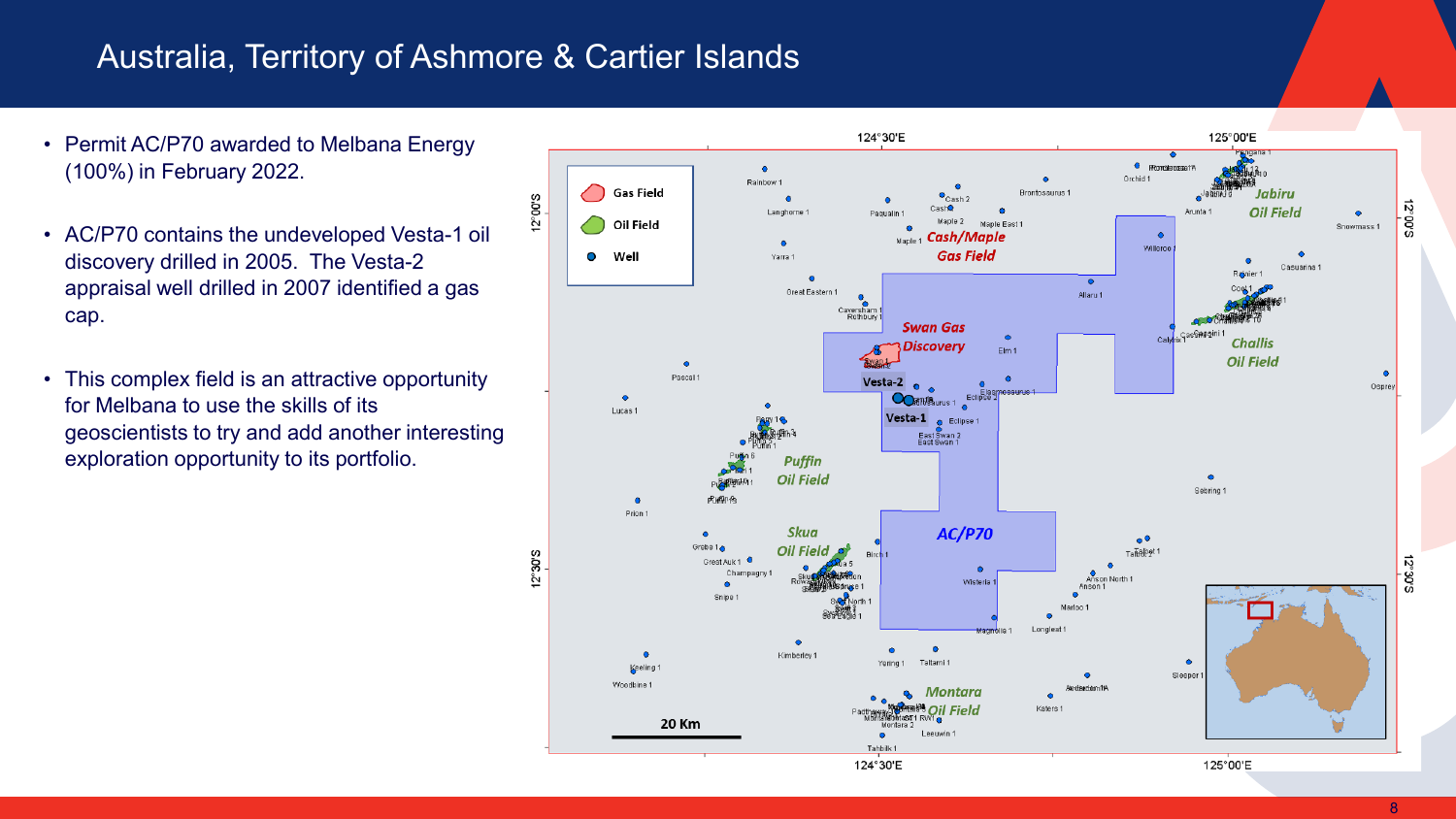# Australia, Territory of Ashmore & Cartier Islands

- Permit AC/P70 awarded to Melbana Energy (100%) in February 2022.
- AC/P70 contains the undeveloped Vesta-1 oil discovery drilled in 2005. The Vesta-2 appraisal well drilled in 2007 identified a gas cap.
- This complex field is an attractive opportunity for Melbana to use the skills of its geoscientists to try and add another interesting exploration opportunity to its portfolio.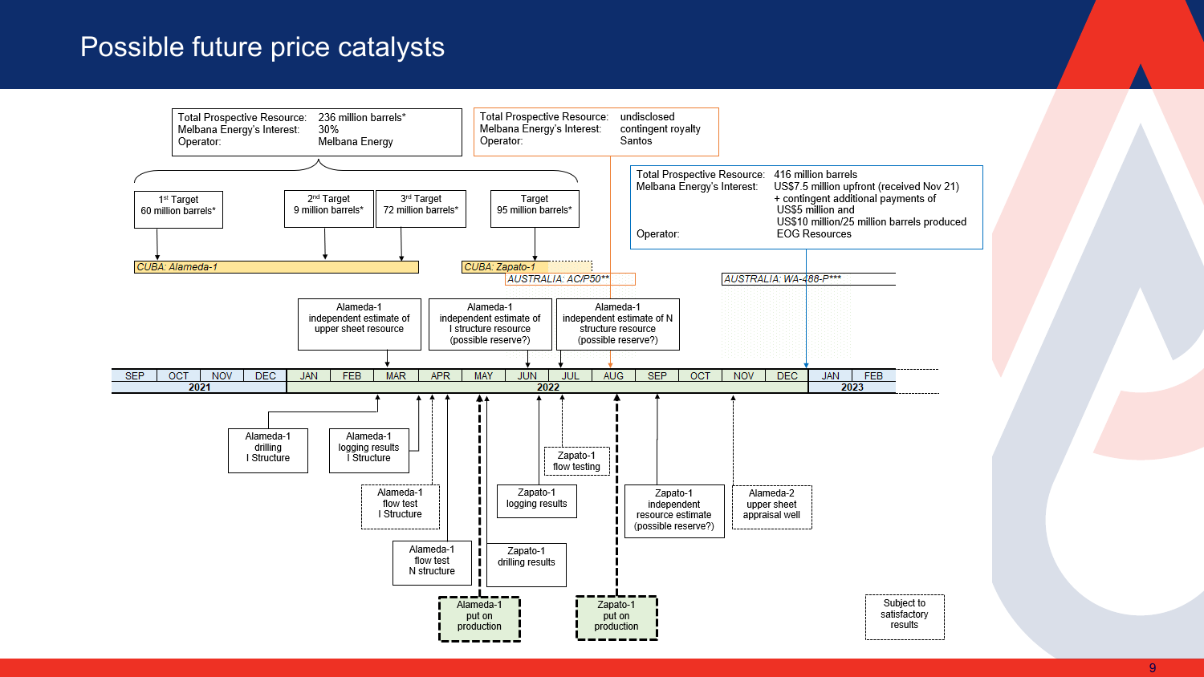# Possible future price catalysts

| | |
|---|---|
| Total Prospective Resource: | 236 million barrels* |
| Melbana Energy's Interest: | 30% |
| Operator: | Melbana Energy |

| | |
|---|---|
| Total Prospective Resource: | undisclosed |
| Melbana Energy's Interest: | contingent royalty |
| Operator: | Santos |

| | |
|---|---|
| Total Prospective Resource: | 416 million barrels |
| Melbana Energy's Interest: | US$7.5 million upfront (received Nov 21) + contingent additional payments of US$5 million and US$10 million/25 million barrels produced |
| Operator: | EOG Resources |

**CUBA: Alameda-1**

- 1st Target 60 million barrels*
- 2nd Target 9 million barrels*
- 3rd Target 72 million barrels*

**CUBA: Zapato-1**

- Target 95 million barrels*

**AUSTRALIA: AC/P50****

**AUSTRALIA: WA-488-P*****

Timeline: SEP, OCT, NOV, DEC (2021); JAN, FEB, MAR, APR, MAY, JUN, JUL, AUG, SEP, OCT, NOV, DEC (2022); JAN, FEB (2023)

Events above timeline:

- Alameda-1 independent estimate of upper sheet resource (MAR 2022)
- Alameda-1 independent estimate of I structure resource (possible reserve?) (JUN 2022)
- Alameda-1 independent estimate of N structure resource (possible reserve?) (JUL 2022)

Events below timeline:

- Alameda-1 drilling I Structure
- Alameda-1 logging results I Structure
- Alameda-1 flow test I Structure
- Alameda-1 flow test N structure
- Alameda-1 put on production
- Zapato-1 drilling results
- Zapato-1 logging results
- Zapato-1 flow testing
- Zapato-1 put on production
- Zapato-1 independent resource estimate (possible reserve?)
- Alameda-2 upper sheet appraisal well

Subject to satisfactory results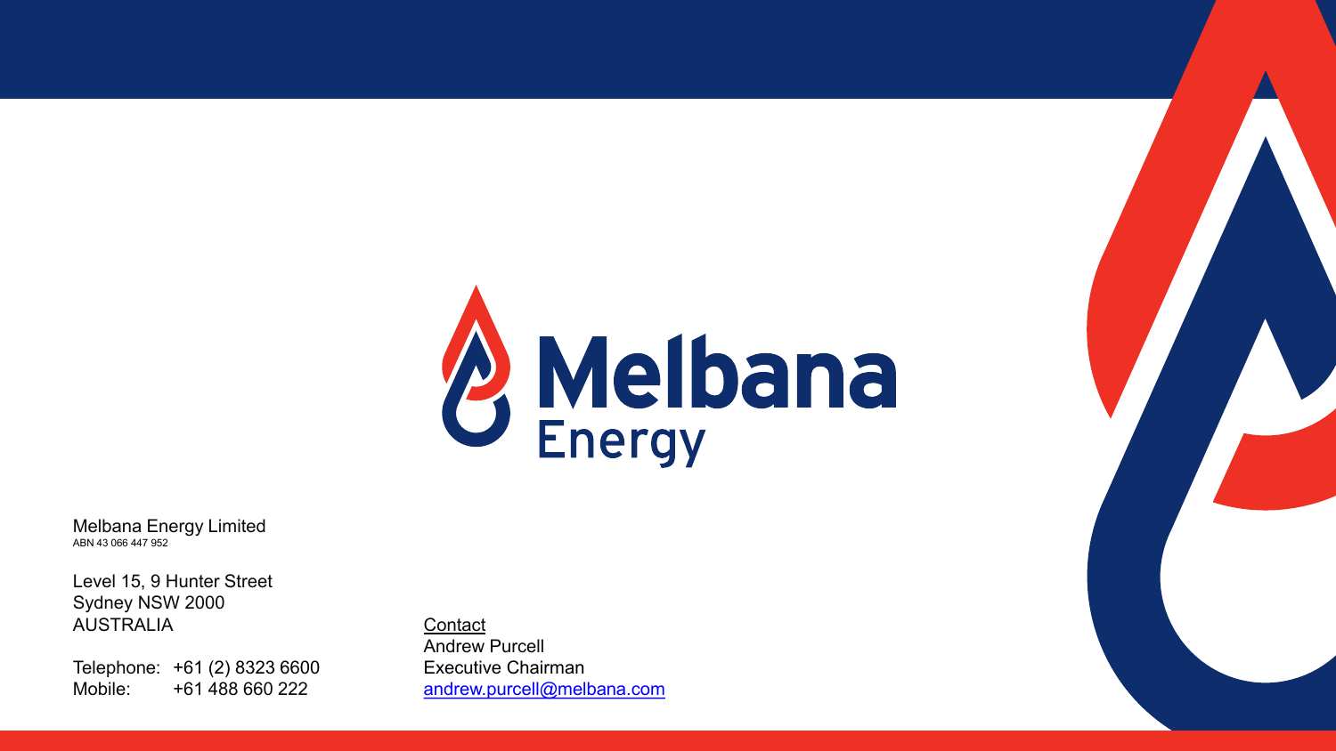Melbana Energy

Melbana Energy Limited
ABN 43 066 447 952

Level 15, 9 Hunter Street
Sydney NSW 2000
AUSTRALIA

Telephone: +61 (2) 8323 6600
Mobile: +61 488 660 222

Contact
Andrew Purcell
Executive Chairman
andrew.purcell@melbana.com